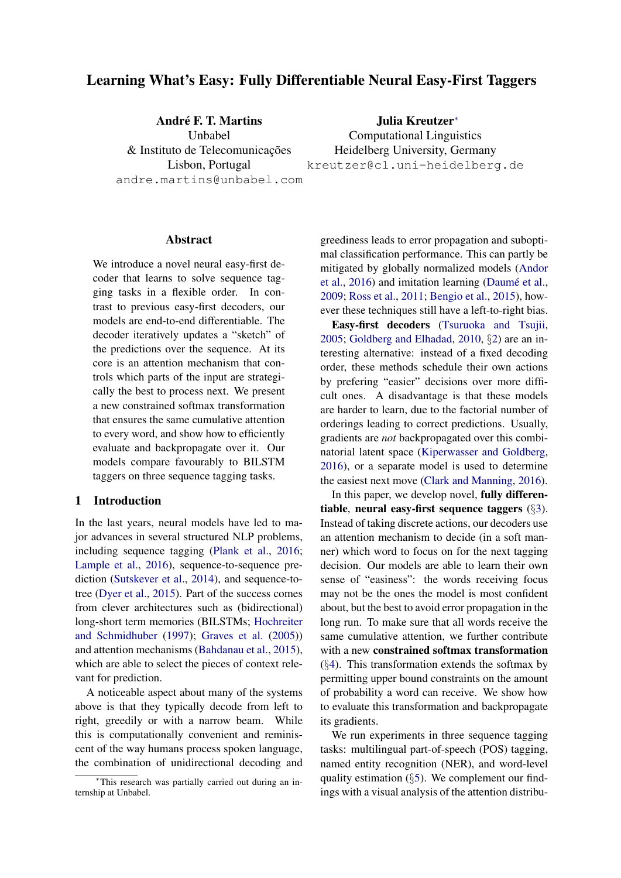# Learning What's Easy: Fully Differentiable Neural Easy-First Taggers

**André F. T. Martins**
Unbabel
& Instituto de Telecomunicações
Lisbon, Portugal
andre.martins@unbabel.com

**Julia Kreutzer**[*]
Computational Linguistics
Heidelberg University, Germany
kreutzer@cl.uni-heidelberg.de

## Abstract

We introduce a novel neural easy-first decoder that learns to solve sequence tagging tasks in a flexible order. In contrast to previous easy-first decoders, our models are end-to-end differentiable. The decoder iteratively updates a "sketch" of the predictions over the sequence. At its core is an attention mechanism that controls which parts of the input are strategically the best to process next. We present a new constrained softmax transformation that ensures the same cumulative attention to every word, and show how to efficiently evaluate and backpropagate over it. Our models compare favourably to BILSTM taggers on three sequence tagging tasks.

## 1 Introduction

In the last years, neural models have led to major advances in several structured NLP problems, including sequence tagging (Plank et al., 2016; Lample et al., 2016), sequence-to-sequence prediction (Sutskever et al., 2014), and sequence-to-tree (Dyer et al., 2015). Part of the success comes from clever architectures such as (bidirectional) long-short term memories (BILSTMs; Hochreiter and Schmidhuber (1997); Graves et al. (2005)) and attention mechanisms (Bahdanau et al., 2015), which are able to select the pieces of context relevant for prediction.

A noticeable aspect about many of the systems above is that they typically decode from left to right, greedily or with a narrow beam. While this is computationally convenient and reminiscent of the way humans process spoken language, the combination of unidirectional decoding and greediness leads to error propagation and suboptimal classification performance. This can partly be mitigated by globally normalized models (Andor et al., 2016) and imitation learning (Daumé et al., 2009; Ross et al., 2011; Bengio et al., 2015), however these techniques still have a left-to-right bias.

**Easy-first decoders** (Tsuruoka and Tsujii, 2005; Goldberg and Elhadad, 2010, §2) are an interesting alternative: instead of a fixed decoding order, these methods schedule their own actions by prefering "easier" decisions over more difficult ones. A disadvantage is that these models are harder to learn, due to the factorial number of orderings leading to correct predictions. Usually, gradients are *not* backpropagated over this combinatorial latent space (Kiperwasser and Goldberg, 2016), or a separate model is used to determine the easiest next move (Clark and Manning, 2016).

In this paper, we develop novel, **fully differentiable**, **neural easy-first sequence taggers** (§3). Instead of taking discrete actions, our decoders use an attention mechanism to decide (in a soft manner) which word to focus on for the next tagging decision. Our models are able to learn their own sense of "easiness": the words receiving focus may not be the ones the model is most confident about, but the best to avoid error propagation in the long run. To make sure that all words receive the same cumulative attention, we further contribute with a new **constrained softmax transformation** (§4). This transformation extends the softmax by permitting upper bound constraints on the amount of probability a word can receive. We show how to evaluate this transformation and backpropagate its gradients.

We run experiments in three sequence tagging tasks: multilingual part-of-speech (POS) tagging, named entity recognition (NER), and word-level quality estimation (§5). We complement our findings with a visual analysis of the attention distribu-

[*]This research was partially carried out during an internship at Unbabel.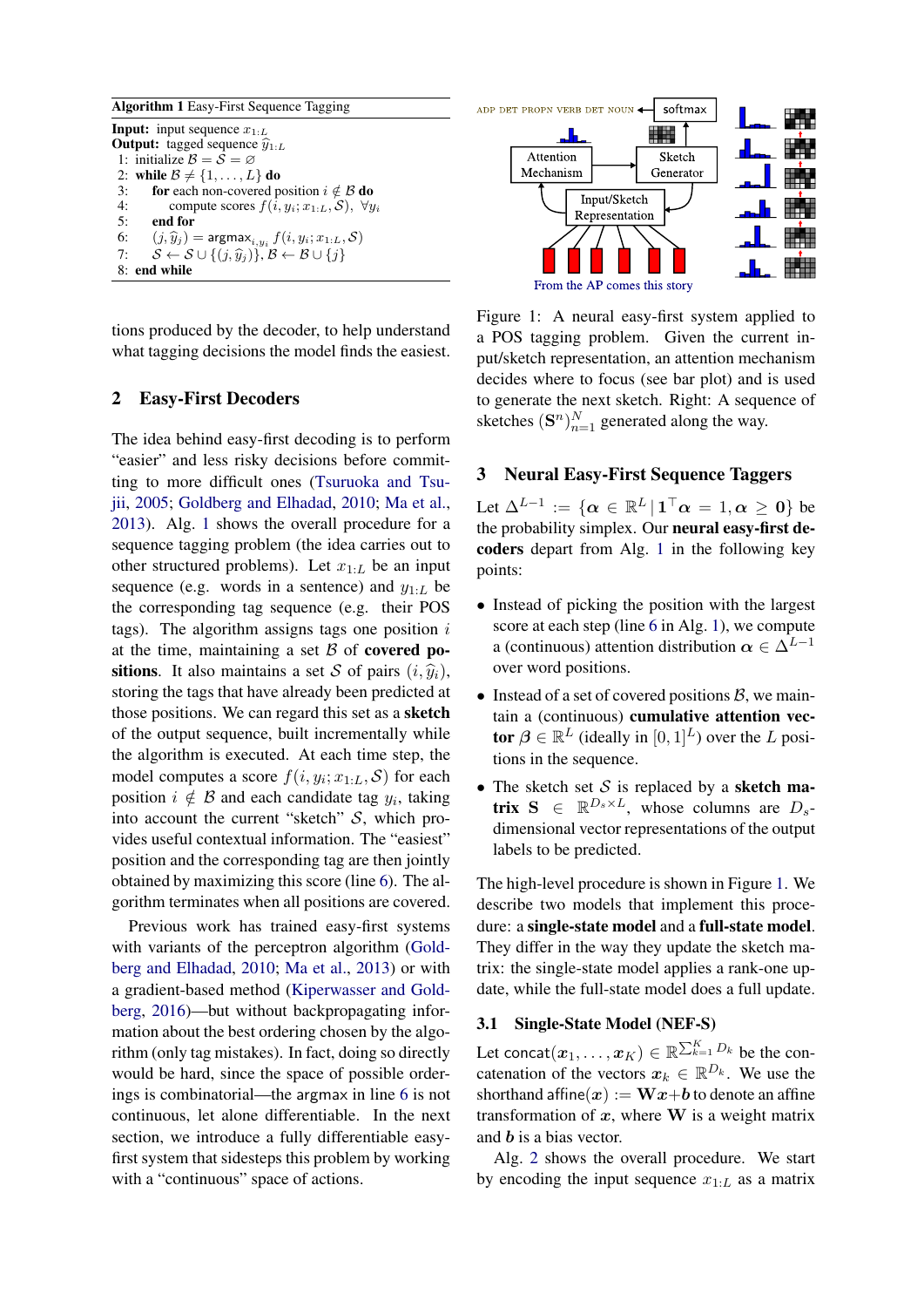**Algorithm 1** Easy-First Sequence Tagging

**Input:** input sequence $x_{1:L}$
**Output:** tagged sequence $\hat{y}_{1:L}$

```
1: initialize B = S = ∅
2: while B ≠ {1,...,L} do
3:     for each non-covered position i ∉ B do
4:         compute scores f(i, y_i; x_{1:L}, S), ∀y_i
5:     end for
6:     (j, ŷ_j) = argmax_{i,y_i} f(i, y_i; x_{1:L}, S)
7:     S ← S ∪ {(j, ŷ_j)}, B ← B ∪ {j}
8: end while
```

tions produced by the decoder, to help understand what tagging decisions the model finds the easiest.

## 2 Easy-First Decoders

The idea behind easy-first decoding is to perform "easier" and less risky decisions before committing to more difficult ones (Tsuruoka and Tsujii, 2005; Goldberg and Elhadad, 2010; Ma et al., 2013). Alg. 1 shows the overall procedure for a sequence tagging problem (the idea carries out to other structured problems). Let $x_{1:L}$ be an input sequence (e.g. words in a sentence) and $y_{1:L}$ be the corresponding tag sequence (e.g. their POS tags). The algorithm assigns tags one position $i$ at the time, maintaining a set $\mathcal{B}$ of **covered positions**. It also maintains a set $\mathcal{S}$ of pairs $(i, \hat{y}_i)$, storing the tags that have already been predicted at those positions. We can regard this set as a **sketch** of the output sequence, built incrementally while the algorithm is executed. At each time step, the model computes a score $f(i, y_i; x_{1:L}, \mathcal{S})$ for each position $i \notin \mathcal{B}$ and each candidate tag $y_i$, taking into account the current "sketch" $\mathcal{S}$, which provides useful contextual information. The "easiest" position and the corresponding tag are then jointly obtained by maximizing this score (line 6). The algorithm terminates when all positions are covered.

Previous work has trained easy-first systems with variants of the perceptron algorithm (Goldberg and Elhadad, 2010; Ma et al., 2013) or with a gradient-based method (Kiperwasser and Goldberg, 2016)—but without backpropagating information about the best ordering chosen by the algorithm (only tag mistakes). In fact, doing so directly would be hard, since the space of possible orderings is combinatorial—the argmax in line 6 is not continuous, let alone differentiable. In the next section, we introduce a fully differentiable easy-first system that sidesteps this problem by working with a "continuous" space of actions.

Figure 1: A neural easy-first system applied to a POS tagging problem. Given the current input/sketch representation, an attention mechanism decides where to focus (see bar plot) and is used to generate the next sketch. Right: A sequence of sketches $(\mathbf{S}^n)_{n=1}^N$ generated along the way.

## 3 Neural Easy-First Sequence Taggers

Let $\Delta^{L-1} := \{\boldsymbol{\alpha} \in \mathbb{R}^L \,|\, \mathbf{1}^\top \boldsymbol{\alpha} = 1, \boldsymbol{\alpha} \geq \mathbf{0}\}$ be the probability simplex. Our **neural easy-first decoders** depart from Alg. 1 in the following key points:

- Instead of picking the position with the largest score at each step (line 6 in Alg. 1), we compute a (continuous) attention distribution $\boldsymbol{\alpha} \in \Delta^{L-1}$ over word positions.
- Instead of a set of covered positions $\mathcal{B}$, we maintain a (continuous) **cumulative attention vector** $\boldsymbol{\beta} \in \mathbb{R}^L$ (ideally in $[0, 1]^L$) over the $L$ positions in the sequence.
- The sketch set $\mathcal{S}$ is replaced by a **sketch matrix** $\mathbf{S} \in \mathbb{R}^{D_s \times L}$, whose columns are $D_s$-dimensional vector representations of the output labels to be predicted.

The high-level procedure is shown in Figure 1. We describe two models that implement this procedure: a **single-state model** and a **full-state model**. They differ in the way they update the sketch matrix: the single-state model applies a rank-one update, while the full-state model does a full update.

### 3.1 Single-State Model (NEF-S)

Let $\mathsf{concat}(\boldsymbol{x}_1, \ldots, \boldsymbol{x}_K) \in \mathbb{R}^{\sum_{k=1}^K D_k}$ be the concatenation of the vectors $\boldsymbol{x}_k \in \mathbb{R}^{D_k}$. We use the shorthand $\mathsf{affine}(\boldsymbol{x}) := \mathbf{W}\boldsymbol{x} + \boldsymbol{b}$ to denote an affine transformation of $\boldsymbol{x}$, where $\mathbf{W}$ is a weight matrix and $\boldsymbol{b}$ is a bias vector.

Alg. 2 shows the overall procedure. We start by encoding the input sequence $x_{1:L}$ as a matrix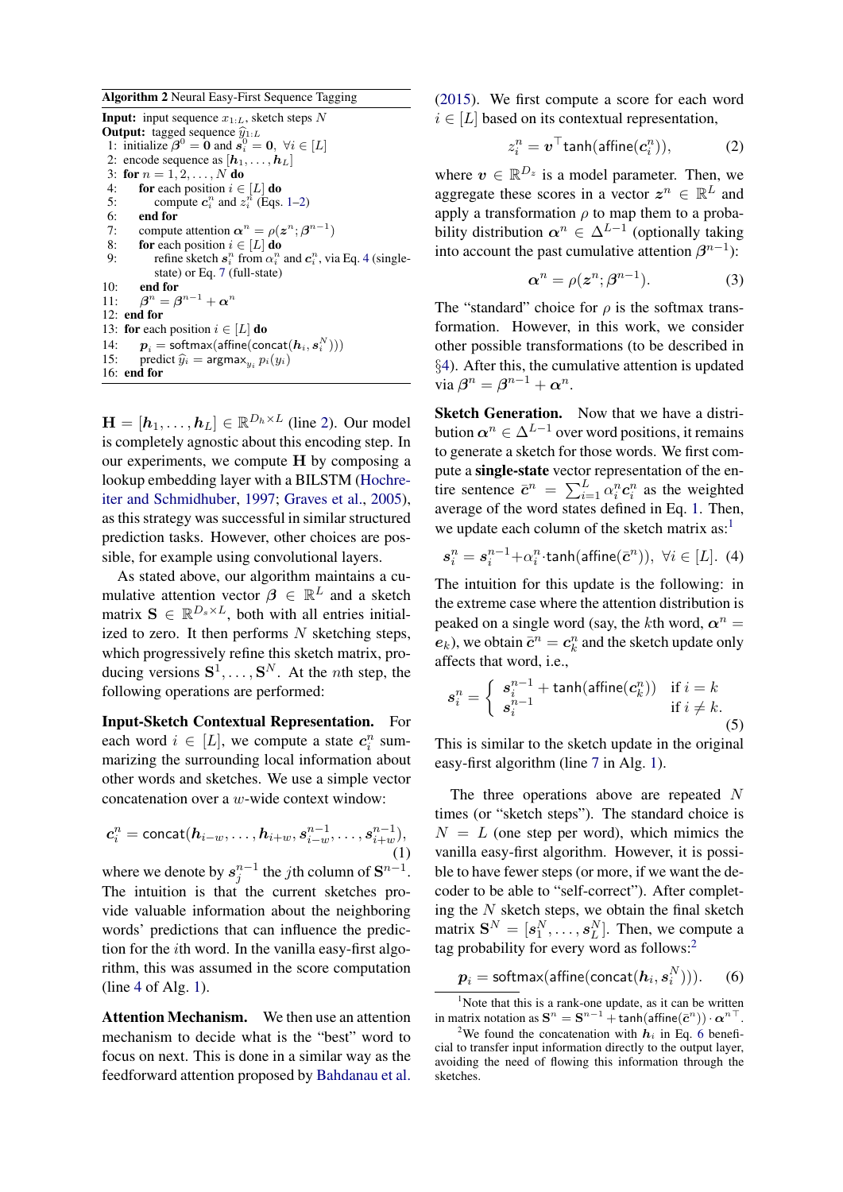**Algorithm 2** Neural Easy-First Sequence Tagging

**Input:** input sequence $x_{1:L}$, sketch steps $N$
**Output:** tagged sequence $\hat{y}_{1:L}$

```
1: initialize β^0 = 0 and s_i^0 = 0, ∀i ∈ [L]
2: encode sequence as [h_1, ..., h_L]
3: for n = 1, 2, ..., N do
4:     for each position i ∈ [L] do
5:         compute c_i^n and z_i^n (Eqs. 1–2)
6:     end for
7:     compute attention α^n = ρ(z^n; β^{n-1})
8:     for each position i ∈ [L] do
9:         refine sketch s_i^n from α_i^n and c_i^n, via Eq. 4 (single-state) or Eq. 7 (full-state)
10:    end for
11:    β^n = β^{n-1} + α^n
12: end for
13: for each position i ∈ [L] do
14:    p_i = softmax(affine(concat(h_i, s_i^N)))
15:    predict ŷ_i = argmax_{y_i} p_i(y_i)
16: end for
```

$\mathbf{H} = [\boldsymbol{h}_1, \ldots, \boldsymbol{h}_L] \in \mathbb{R}^{D_h \times L}$ (line 2). Our model is completely agnostic about this encoding step. In our experiments, we compute $\mathbf{H}$ by composing a lookup embedding layer with a BILSTM (Hochreiter and Schmidhuber, 1997; Graves et al., 2005), as this strategy was successful in similar structured prediction tasks. However, other choices are possible, for example using convolutional layers.

As stated above, our algorithm maintains a cumulative attention vector $\boldsymbol{\beta} \in \mathbb{R}^L$ and a sketch matrix $\mathbf{S} \in \mathbb{R}^{D_s \times L}$, both with all entries initialized to zero. It then performs $N$ sketching steps, which progressively refine this sketch matrix, producing versions $\mathbf{S}^1, \ldots, \mathbf{S}^N$. At the $n$th step, the following operations are performed:

**Input-Sketch Contextual Representation.** For each word $i \in [L]$, we compute a state $\boldsymbol{c}_i^n$ summarizing the surrounding local information about other words and sketches. We use a simple vector concatenation over a $w$-wide context window:

$$\boldsymbol{c}_i^n = \mathsf{concat}(\boldsymbol{h}_{i-w}, \ldots, \boldsymbol{h}_{i+w}, \boldsymbol{s}_{i-w}^{n-1}, \ldots, \boldsymbol{s}_{i+w}^{n-1}), \tag{1}$$

where we denote by $\boldsymbol{s}_j^{n-1}$ the $j$th column of $\mathbf{S}^{n-1}$. The intuition is that the current sketches provide valuable information about the neighboring words' predictions that can influence the prediction for the $i$th word. In the vanilla easy-first algorithm, this was assumed in the score computation (line 4 of Alg. 1).

**Attention Mechanism.** We then use an attention mechanism to decide what is the "best" word to focus on next. This is done in a similar way as the feedforward attention proposed by Bahdanau et al. (2015). We first compute a score for each word $i \in [L]$ based on its contextual representation,

$$z_i^n = \boldsymbol{v}^\top \mathsf{tanh}(\mathsf{affine}(\boldsymbol{c}_i^n)), \tag{2}$$

where $\boldsymbol{v} \in \mathbb{R}^{D_z}$ is a model parameter. Then, we aggregate these scores in a vector $\boldsymbol{z}^n \in \mathbb{R}^L$ and apply a transformation $\rho$ to map them to a probability distribution $\boldsymbol{\alpha}^n \in \Delta^{L-1}$ (optionally taking into account the past cumulative attention $\boldsymbol{\beta}^{n-1}$):

$$\boldsymbol{\alpha}^n = \rho(\boldsymbol{z}^n; \boldsymbol{\beta}^{n-1}). \tag{3}$$

The "standard" choice for $\rho$ is the softmax transformation. However, in this work, we consider other possible transformations (to be described in §4). After this, the cumulative attention is updated via $\boldsymbol{\beta}^n = \boldsymbol{\beta}^{n-1} + \boldsymbol{\alpha}^n$.

**Sketch Generation.** Now that we have a distribution $\boldsymbol{\alpha}^n \in \Delta^{L-1}$ over word positions, it remains to generate a sketch for those words. We first compute a **single-state** vector representation of the entire sentence $\bar{\boldsymbol{c}}^n = \sum_{i=1}^L \alpha_i^n \boldsymbol{c}_i^n$ as the weighted average of the word states defined in Eq. 1. Then, we update each column of the sketch matrix as:[1]

$$\boldsymbol{s}_i^n = \boldsymbol{s}_i^{n-1} + \alpha_i^n \cdot \mathsf{tanh}(\mathsf{affine}(\bar{\boldsymbol{c}}^n)), \ \forall i \in [L]. \tag{4}$$

The intuition for this update is the following: in the extreme case where the attention distribution is peaked on a single word (say, the $k$th word, $\boldsymbol{\alpha}^n = \boldsymbol{e}_k$), we obtain $\bar{\boldsymbol{c}}^n = \boldsymbol{c}_k^n$ and the sketch update only affects that word, i.e.,

$$\boldsymbol{s}_i^n = \begin{cases} \boldsymbol{s}_i^{n-1} + \mathsf{tanh}(\mathsf{affine}(\boldsymbol{c}_k^n)) & \text{if } i = k \\ \boldsymbol{s}_i^{n-1} & \text{if } i \neq k. \end{cases} \tag{5}$$

This is similar to the sketch update in the original easy-first algorithm (line 7 in Alg. 1).

The three operations above are repeated $N$ times (or "sketch steps"). The standard choice is $N = L$ (one step per word), which mimics the vanilla easy-first algorithm. However, it is possible to have fewer steps (or more, if we want the decoder to be able to "self-correct"). After completing the $N$ sketch steps, we obtain the final sketch matrix $\mathbf{S}^N = [\boldsymbol{s}_1^N, \ldots, \boldsymbol{s}_L^N]$. Then, we compute a tag probability for every word as follows:[2]

$$\boldsymbol{p}_i = \mathsf{softmax}(\mathsf{affine}(\mathsf{concat}(\boldsymbol{h}_i, \boldsymbol{s}_i^N))). \tag{6}$$

[1] Note that this is a rank-one update, as it can be written in matrix notation as $\mathbf{S}^n = \mathbf{S}^{n-1} + \mathsf{tanh}(\mathsf{affine}(\bar{\boldsymbol{c}}^n)) \cdot \boldsymbol{\alpha}^{n\top}$.

[2] We found the concatenation with $\boldsymbol{h}_i$ in Eq. 6 beneficial to transfer input information directly to the output layer, avoiding the need of flowing this information through the sketches.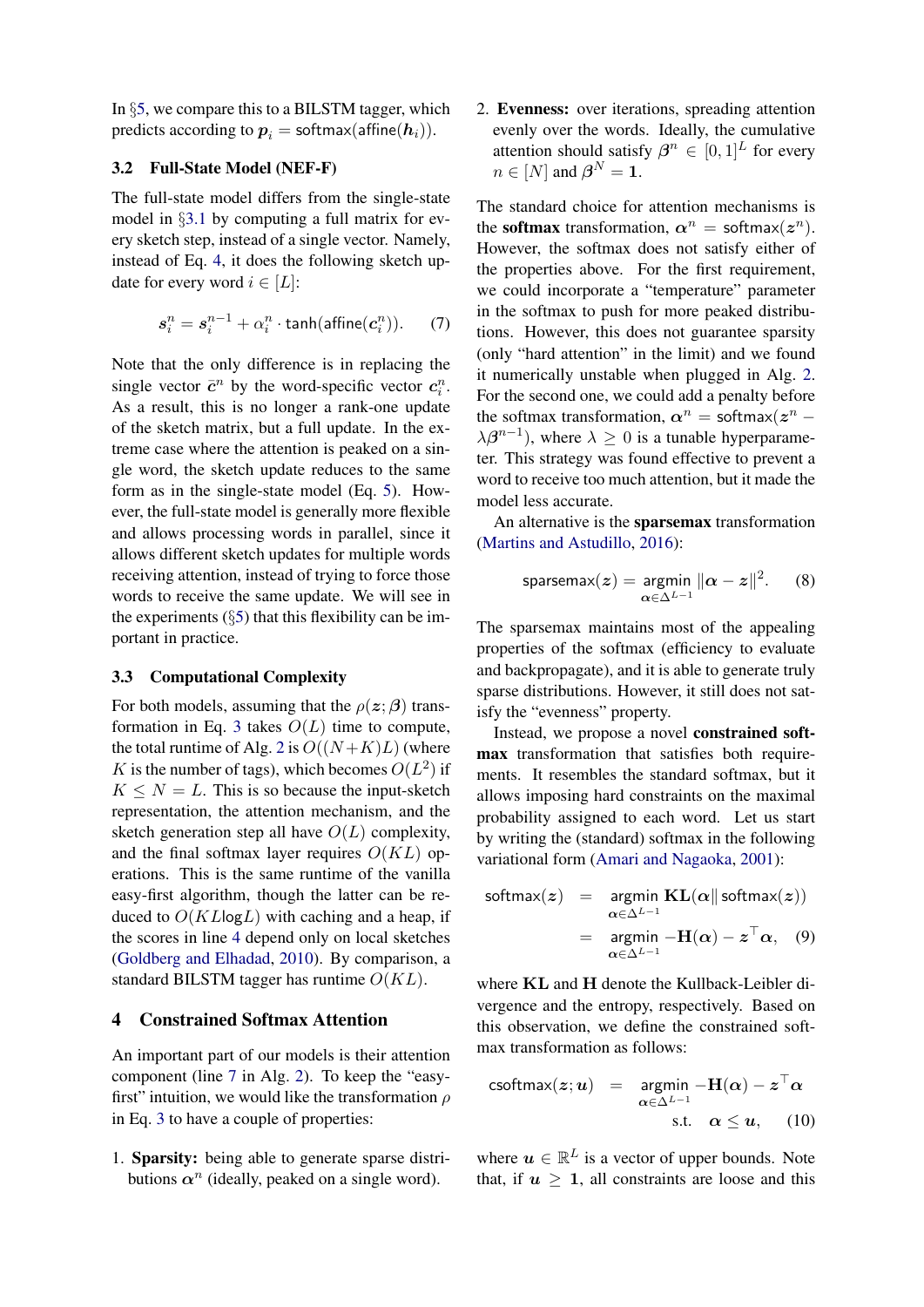In §5, we compare this to a BILSTM tagger, which predicts according to $\boldsymbol{p}_i = \mathsf{softmax}(\mathsf{affine}(\boldsymbol{h}_i))$.

### 3.2 Full-State Model (NEF-F)

The full-state model differs from the single-state model in §3.1 by computing a full matrix for every sketch step, instead of a single vector. Namely, instead of Eq. 4, it does the following sketch update for every word $i \in [L]$:

$$\boldsymbol{s}_i^n = \boldsymbol{s}_i^{n-1} + \alpha_i^n \cdot \tanh(\mathsf{affine}(\boldsymbol{c}_i^n)). \quad (7)$$

Note that the only difference is in replacing the single vector $\bar{\boldsymbol{c}}^n$ by the word-specific vector $\boldsymbol{c}_i^n$. As a result, this is no longer a rank-one update of the sketch matrix, but a full update. In the extreme case where the attention is peaked on a single word, the sketch update reduces to the same form as in the single-state model (Eq. 5). However, the full-state model is generally more flexible and allows processing words in parallel, since it allows different sketch updates for multiple words receiving attention, instead of trying to force those words to receive the same update. We will see in the experiments (§5) that this flexibility can be important in practice.

### 3.3 Computational Complexity

For both models, assuming that the $\rho(\boldsymbol{z}; \boldsymbol{\beta})$ transformation in Eq. 3 takes $O(L)$ time to compute, the total runtime of Alg. 2 is $O((N+K)L)$ (where $K$ is the number of tags), which becomes $O(L^2)$ if $K \leq N = L$. This is so because the input-sketch representation, the attention mechanism, and the sketch generation step all have $O(L)$ complexity, and the final softmax layer requires $O(KL)$ operations. This is the same runtime of the vanilla easy-first algorithm, though the latter can be reduced to $O(KL\log L)$ with caching and a heap, if the scores in line 4 depend only on local sketches (Goldberg and Elhadad, 2010). By comparison, a standard BILSTM tagger has runtime $O(KL)$.

## 4 Constrained Softmax Attention

An important part of our models is their attention component (line 7 in Alg. 2). To keep the "easy-first" intuition, we would like the transformation $\rho$ in Eq. 3 to have a couple of properties:

1. **Sparsity:** being able to generate sparse distributions $\boldsymbol{\alpha}^n$ (ideally, peaked on a single word).
2. **Evenness:** over iterations, spreading attention evenly over the words. Ideally, the cumulative attention should satisfy $\boldsymbol{\beta}^n \in [0, 1]^L$ for every $n \in [N]$ and $\boldsymbol{\beta}^N = \mathbf{1}$.

The standard choice for attention mechanisms is the **softmax** transformation, $\boldsymbol{\alpha}^n = \mathsf{softmax}(\boldsymbol{z}^n)$. However, the softmax does not satisfy either of the properties above. For the first requirement, we could incorporate a "temperature" parameter in the softmax to push for more peaked distributions. However, this does not guarantee sparsity (only "hard attention" in the limit) and we found it numerically unstable when plugged in Alg. 2. For the second one, we could add a penalty before the softmax transformation, $\boldsymbol{\alpha}^n = \mathsf{softmax}(\boldsymbol{z}^n - \lambda \boldsymbol{\beta}^{n-1})$, where $\lambda \geq 0$ is a tunable hyperparameter. This strategy was found effective to prevent a word to receive too much attention, but it made the model less accurate.

An alternative is the **sparsemax** transformation (Martins and Astudillo, 2016):

$$\mathsf{sparsemax}(\boldsymbol{z}) = \underset{\boldsymbol{\alpha} \in \Delta^{L-1}}{\mathsf{argmin}} \|\boldsymbol{\alpha} - \boldsymbol{z}\|^2. \quad (8)$$

The sparsemax maintains most of the appealing properties of the softmax (efficiency to evaluate and backpropagate), and it is able to generate truly sparse distributions. However, it still does not satisfy the "evenness" property.

Instead, we propose a novel **constrained softmax** transformation that satisfies both requirements. It resembles the standard softmax, but it allows imposing hard constraints on the maximal probability assigned to each word. Let us start by writing the (standard) softmax in the following variational form (Amari and Nagaoka, 2001):

$$\begin{aligned}\mathsf{softmax}(\boldsymbol{z}) &= \underset{\boldsymbol{\alpha} \in \Delta^{L-1}}{\mathsf{argmin}} \ \mathbf{KL}(\boldsymbol{\alpha} \| \mathsf{softmax}(\boldsymbol{z})) \\ &= \underset{\boldsymbol{\alpha} \in \Delta^{L-1}}{\mathsf{argmin}} -\mathbf{H}(\boldsymbol{\alpha}) - \boldsymbol{z}^\top \boldsymbol{\alpha}, \quad (9)\end{aligned}$$

where $\mathbf{KL}$ and $\mathbf{H}$ denote the Kullback-Leibler divergence and the entropy, respectively. Based on this observation, we define the constrained softmax transformation as follows:

$$\begin{aligned}\mathsf{csoftmax}(\boldsymbol{z}; \boldsymbol{u}) = \ & \underset{\boldsymbol{\alpha} \in \Delta^{L-1}}{\mathsf{argmin}} -\mathbf{H}(\boldsymbol{\alpha}) - \boldsymbol{z}^\top \boldsymbol{\alpha} \\ & \text{s.t.} \quad \boldsymbol{\alpha} \leq \boldsymbol{u}, \quad (10)\end{aligned}$$

where $\boldsymbol{u} \in \mathbb{R}^L$ is a vector of upper bounds. Note that, if $\boldsymbol{u} \geq \mathbf{1}$, all constraints are loose and this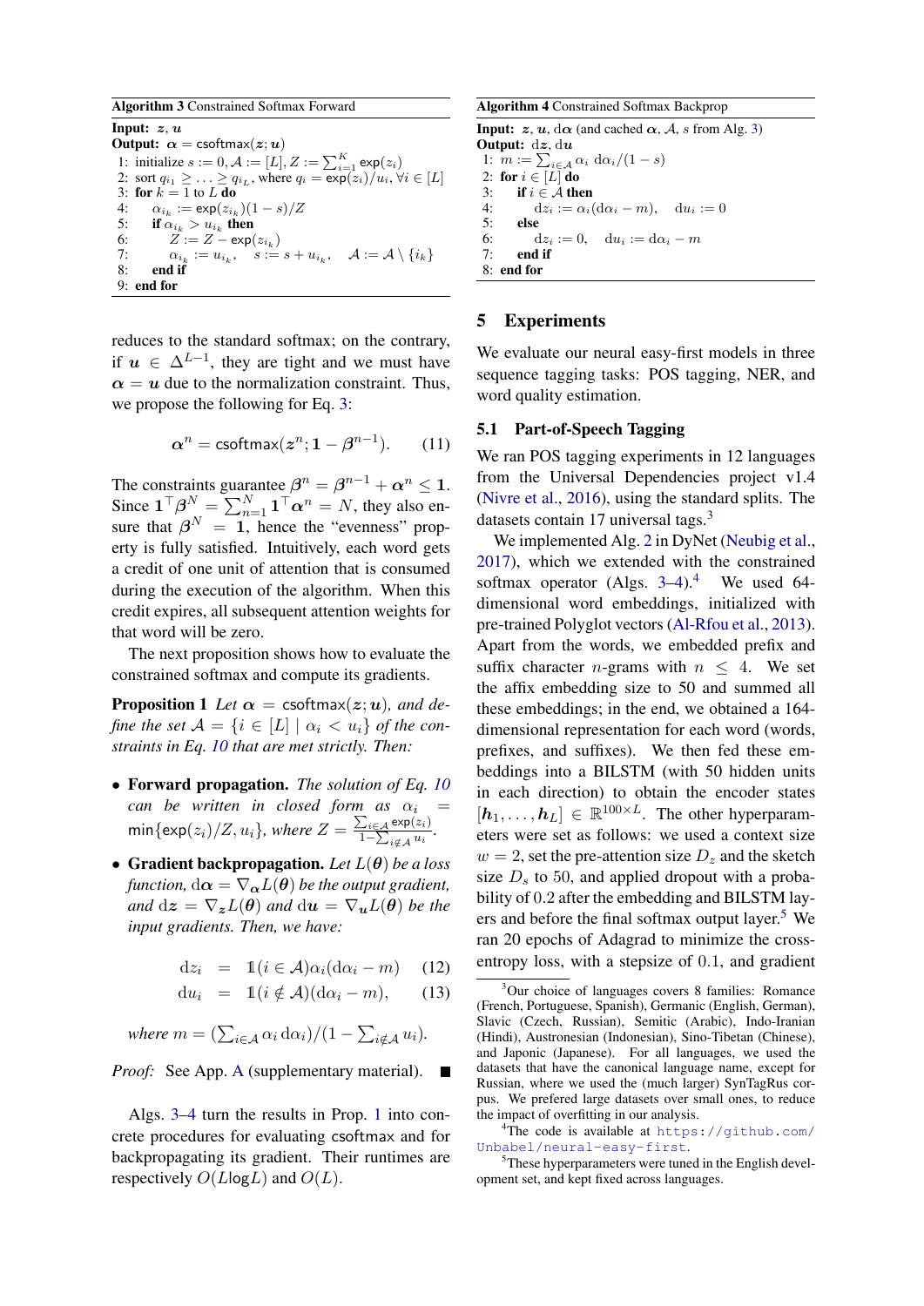**Algorithm 3** Constrained Softmax Forward

**Input:** $\boldsymbol{z}, \boldsymbol{u}$
**Output:** $\boldsymbol{\alpha} = \mathsf{csoftmax}(\boldsymbol{z}; \boldsymbol{u})$

1: initialize $s := 0, \mathcal{A} := [L], Z := \sum_{i=1}^{K} \exp(z_i)$
2: sort $q_{i_1} \geq \ldots \geq q_{i_L}$, where $q_i = \exp(z_i)/u_i, \forall i \in [L]$
3: **for** $k = 1$ to $L$ **do**
4: $\quad \alpha_{i_k} := \exp(z_{i_k})(1-s)/Z$
5: $\quad$ **if** $\alpha_{i_k} > u_{i_k}$ **then**
6: $\quad\quad Z := Z - \exp(z_{i_k})$
7: $\quad\quad \alpha_{i_k} := u_{i_k}, \quad s := s + u_{i_k}, \quad \mathcal{A} := \mathcal{A} \setminus \{i_k\}$
8: $\quad$ **end if**
9: **end for**

**Algorithm 4** Constrained Softmax Backprop

**Input:** $\boldsymbol{z}, \boldsymbol{u}, \mathrm{d}\boldsymbol{\alpha}$ (and cached $\boldsymbol{\alpha}, \mathcal{A}, s$ from Alg. 3)
**Output:** $\mathrm{d}\boldsymbol{z}, \mathrm{d}\boldsymbol{u}$

1: $m := \sum_{i \in \mathcal{A}} \alpha_i \, \mathrm{d}\alpha_i/(1-s)$
2: **for** $i \in [L]$ **do**
3: $\quad$ **if** $i \in \mathcal{A}$ **then**
4: $\quad\quad \mathrm{d}z_i := \alpha_i(\mathrm{d}\alpha_i - m), \quad \mathrm{d}u_i := 0$
5: $\quad$ **else**
6: $\quad\quad \mathrm{d}z_i := 0, \quad \mathrm{d}u_i := \mathrm{d}\alpha_i - m$
7: $\quad$ **end if**
8: **end for**

reduces to the standard softmax; on the contrary, if $\boldsymbol{u} \in \Delta^{L-1}$, they are tight and we must have $\boldsymbol{\alpha} = \boldsymbol{u}$ due to the normalization constraint. Thus, we propose the following for Eq. 3:

$$\boldsymbol{\alpha}^n = \mathsf{csoftmax}(\boldsymbol{z}^n; \mathbf{1} - \boldsymbol{\beta}^{n-1}). \qquad (11)$$

The constraints guarantee $\boldsymbol{\beta}^n = \boldsymbol{\beta}^{n-1} + \boldsymbol{\alpha}^n \leq \mathbf{1}$. Since $\mathbf{1}^\top \boldsymbol{\beta}^N = \sum_{n=1}^{N} \mathbf{1}^\top \boldsymbol{\alpha}^n = N$, they also ensure that $\boldsymbol{\beta}^N = \mathbf{1}$, hence the "evenness" property is fully satisfied. Intuitively, each word gets a credit of one unit of attention that is consumed during the execution of the algorithm. When this credit expires, all subsequent attention weights for that word will be zero.

The next proposition shows how to evaluate the constrained softmax and compute its gradients.

**Proposition 1** *Let $\boldsymbol{\alpha} = \mathsf{csoftmax}(\boldsymbol{z}; \boldsymbol{u})$, and define the set $\mathcal{A} = \{i \in [L] \mid \alpha_i < u_i\}$ of the constraints in Eq. 10 that are met strictly. Then:*

- **Forward propagation.** *The solution of Eq. 10 can be written in closed form as $\alpha_i = \min\{\exp(z_i)/Z, u_i\}$, where $Z = \frac{\sum_{i \in \mathcal{A}} \exp(z_i)}{1 - \sum_{i \notin \mathcal{A}} u_i}$.*
- **Gradient backpropagation.** *Let $L(\boldsymbol{\theta})$ be a loss function, $\mathrm{d}\boldsymbol{\alpha} = \nabla_{\boldsymbol{\alpha}} L(\boldsymbol{\theta})$ be the output gradient, and $\mathrm{d}\boldsymbol{z} = \nabla_{\boldsymbol{z}} L(\boldsymbol{\theta})$ and $\mathrm{d}\boldsymbol{u} = \nabla_{\boldsymbol{u}} L(\boldsymbol{\theta})$ be the input gradients. Then, we have:*

$$\mathrm{d}z_i = \mathbb{1}(i \in \mathcal{A})\alpha_i(\mathrm{d}\alpha_i - m) \qquad (12)$$

$$\mathrm{d}u_i = \mathbb{1}(i \notin \mathcal{A})(\mathrm{d}\alpha_i - m), \qquad (13)$$

*where $m = (\sum_{i \in \mathcal{A}} \alpha_i \, \mathrm{d}\alpha_i)/(1 - \sum_{i \notin \mathcal{A}} u_i)$.*

*Proof:* See App. A (supplementary material). ∎

Algs. 3–4 turn the results in Prop. 1 into concrete procedures for evaluating csoftmax and for backpropagating its gradient. Their runtimes are respectively $O(L \log L)$ and $O(L)$.

## 5 Experiments

We evaluate our neural easy-first models in three sequence tagging tasks: POS tagging, NER, and word quality estimation.

### 5.1 Part-of-Speech Tagging

We ran POS tagging experiments in 12 languages from the Universal Dependencies project v1.4 (Nivre et al., 2016), using the standard splits. The datasets contain 17 universal tags.[3]

We implemented Alg. 2 in DyNet (Neubig et al., 2017), which we extended with the constrained softmax operator (Algs. 3–4).[4] We used 64-dimensional word embeddings, initialized with pre-trained Polyglot vectors (Al-Rfou et al., 2013). Apart from the words, we embedded prefix and suffix character $n$-grams with $n \leq 4$. We set the affix embedding size to 50 and summed all these embeddings; in the end, we obtained a 164-dimensional representation for each word (words, prefixes, and suffixes). We then fed these embeddings into a BILSTM (with 50 hidden units in each direction) to obtain the encoder states $[\boldsymbol{h}_1, \ldots, \boldsymbol{h}_L] \in \mathbb{R}^{100 \times L}$. The other hyperparameters were set as follows: we used a context size $w = 2$, set the pre-attention size $D_z$ and the sketch size $D_s$ to 50, and applied dropout with a probability of 0.2 after the embedding and BILSTM layers and before the final softmax output layer.[5] We ran 20 epochs of Adagrad to minimize the cross-entropy loss, with a stepsize of 0.1, and gradient

[3] Our choice of languages covers 8 families: Romance (French, Portuguese, Spanish), Germanic (English, German), Slavic (Czech, Russian), Semitic (Arabic), Indo-Iranian (Hindi), Austronesian (Indonesian), Sino-Tibetan (Chinese), and Japonic (Japanese). For all languages, we used the datasets that have the canonical language name, except for Russian, where we used the (much larger) SynTagRus corpus. We preferred large datasets over small ones, to reduce the impact of overfitting in our analysis.

[4] The code is available at https://github.com/Unbabel/neural-easy-first.

[5] These hyperparameters were tuned in the English development set, and kept fixed across languages.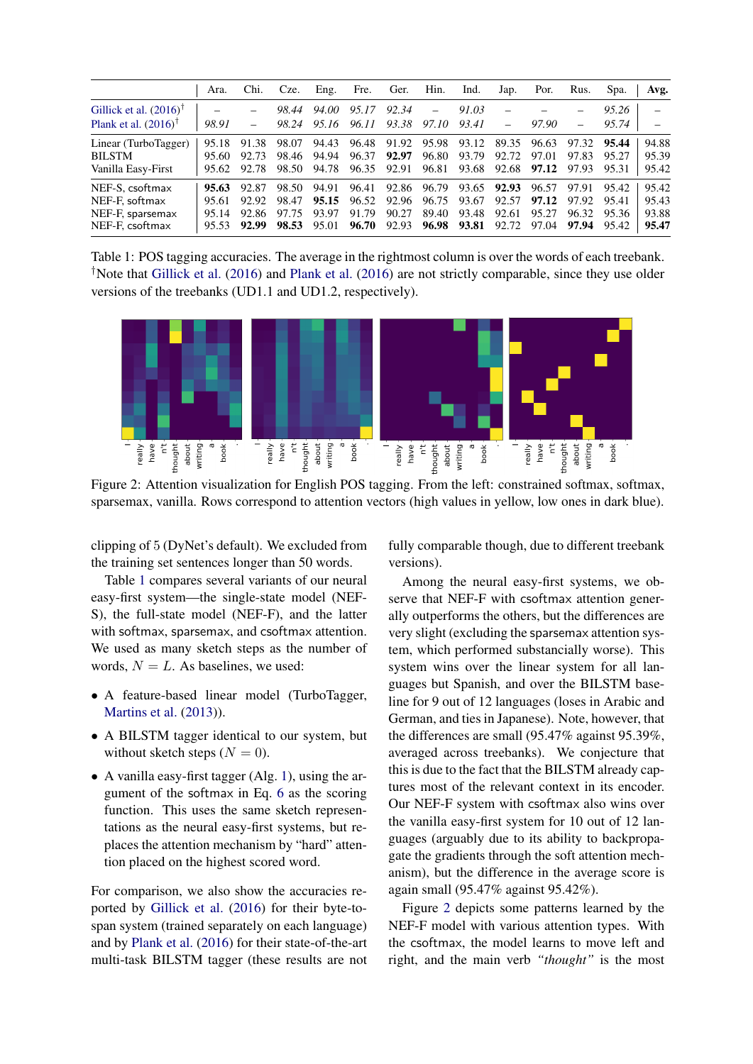| | Ara. | Chi. | Cze. | Eng. | Fre. | Ger. | Hin. | Ind. | Jap. | Por. | Rus. | Spa. | Avg. |
|---|---|---|---|---|---|---|---|---|---|---|---|---|---|
| Gillick et al. (2016)[†] | – | – | *98.44* | *94.00* | *95.17* | *92.34* | – | *91.03* | – | – | – | *95.26* | – |
| Plank et al. (2016)[†] | *98.91* | – | *98.24* | *95.16* | *96.11* | *93.38* | *97.10* | *93.41* | – | *97.90* | – | *95.74* | – |
| Linear (TurboTagger) | 95.18 | 91.38 | 98.07 | 94.43 | 96.48 | 91.92 | 95.98 | 93.12 | 89.35 | 96.63 | 97.32 | **95.44** | 94.88 |
| BILSTM | 95.60 | 92.73 | 98.46 | 94.94 | 96.37 | **92.97** | 96.80 | 93.79 | 92.72 | 97.01 | 97.83 | 95.27 | 95.39 |
| Vanilla Easy-First | 95.62 | 92.78 | 98.50 | 94.78 | 96.35 | 92.91 | 96.81 | 93.68 | 92.68 | **97.12** | 97.93 | 95.31 | 95.42 |
| NEF-S, csoftmax | **95.63** | 92.87 | 98.50 | 94.91 | 96.41 | 92.86 | 96.79 | 93.65 | **92.93** | 96.57 | 97.91 | 95.42 | 95.42 |
| NEF-F, softmax | 95.61 | 92.92 | 98.47 | **95.15** | 96.52 | 92.96 | 96.75 | 93.67 | 92.57 | **97.12** | 97.92 | 95.41 | 95.43 |
| NEF-F, sparsemax | 95.14 | 92.86 | 97.75 | 93.97 | 91.79 | 90.27 | 89.40 | 93.48 | 92.61 | 95.27 | 96.32 | 95.36 | 93.88 |
| NEF-F, csoftmax | 95.53 | **92.99** | **98.53** | 95.01 | **96.70** | 92.93 | **96.98** | **93.81** | 92.72 | 97.04 | **97.94** | 95.42 | **95.47** |

Table 1: POS tagging accuracies. The average in the rightmost column is over the words of each treebank. [†]Note that Gillick et al. (2016) and Plank et al. (2016) are not strictly comparable, since they use older versions of the treebanks (UD1.1 and UD1.2, respectively).

Figure 2: Attention visualization for English POS tagging. From the left: constrained softmax, softmax, sparsemax, vanilla. Rows correspond to attention vectors (high values in yellow, low ones in dark blue).

clipping of 5 (DyNet's default). We excluded from the training set sentences longer than 50 words.

Table 1 compares several variants of our neural easy-first system—the single-state model (NEF-S), the full-state model (NEF-F), and the latter with softmax, sparsemax, and csoftmax attention. We used as many sketch steps as the number of words, $N = L$. As baselines, we used:

- A feature-based linear model (TurboTagger, Martins et al. (2013)).
- A BILSTM tagger identical to our system, but without sketch steps ($N = 0$).
- A vanilla easy-first tagger (Alg. 1), using the argument of the softmax in Eq. 6 as the scoring function. This uses the same sketch representations as the neural easy-first systems, but replaces the attention mechanism by "hard" attention placed on the highest scored word.

For comparison, we also show the accuracies reported by Gillick et al. (2016) for their byte-to-span system (trained separately on each language) and by Plank et al. (2016) for their state-of-the-art multi-task BILSTM tagger (these results are not fully comparable though, due to different treebank versions).

Among the neural easy-first systems, we observe that NEF-F with csoftmax attention generally outperforms the others, but the differences are very slight (excluding the sparsemax attention system, which performed substancially worse). This system wins over the linear system for all languages but Spanish, and over the BILSTM baseline for 9 out of 12 languages (loses in Arabic and German, and ties in Japanese). Note, however, that the differences are small (95.47% against 95.39%, averaged across treebanks). We conjecture that this is due to the fact that the BILSTM already captures most of the relevant context in its encoder. Our NEF-F system with csoftmax also wins over the vanilla easy-first system for 10 out of 12 languages (arguably due to its ability to backpropagate the gradients through the soft attention mechanism), but the difference in the average score is again small (95.47% against 95.42%).

Figure 2 depicts some patterns learned by the NEF-F model with various attention types. With the csoftmax, the model learns to move left and right, and the main verb *"thought"* is the most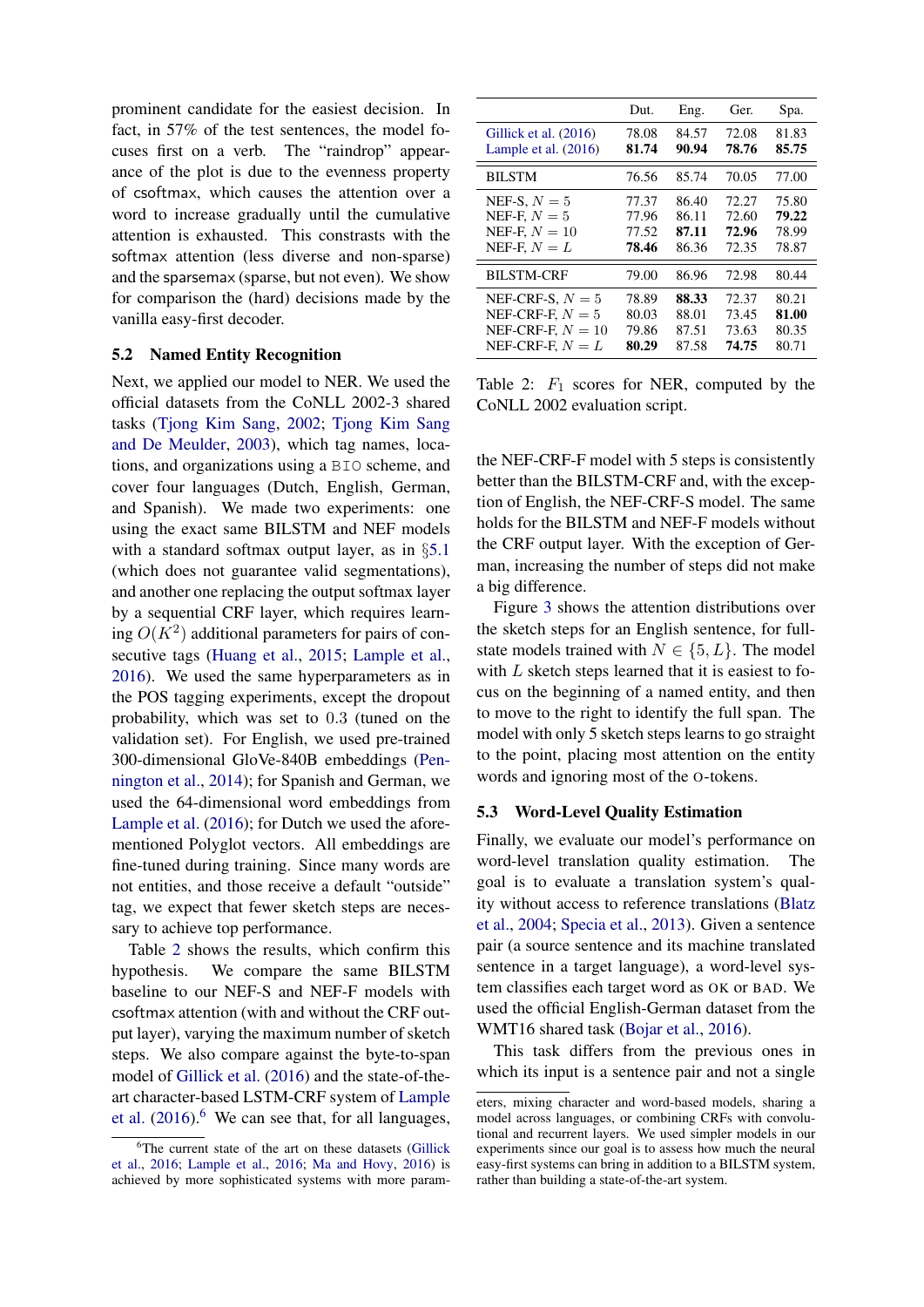prominent candidate for the easiest decision. In fact, in 57% of the test sentences, the model focuses first on a verb. The "raindrop" appearance of the plot is due to the evenness property of csoftmax, which causes the attention over a word to increase gradually until the cumulative attention is exhausted. This constrasts with the softmax attention (less diverse and non-sparse) and the sparsemax (sparse, but not even). We show for comparison the (hard) decisions made by the vanilla easy-first decoder.

## 5.2 Named Entity Recognition

Next, we applied our model to NER. We used the official datasets from the CoNLL 2002-3 shared tasks (Tjong Kim Sang, 2002; Tjong Kim Sang and De Meulder, 2003), which tag names, locations, and organizations using a BIO scheme, and cover four languages (Dutch, English, German, and Spanish). We made two experiments: one using the exact same BILSTM and NEF models with a standard softmax output layer, as in §5.1 (which does not guarantee valid segmentations), and another one replacing the output softmax layer by a sequential CRF layer, which requires learning $O(K^2)$ additional parameters for pairs of consecutive tags (Huang et al., 2015; Lample et al., 2016). We used the same hyperparameters as in the POS tagging experiments, except the dropout probability, which was set to 0.3 (tuned on the validation set). For English, we used pre-trained 300-dimensional GloVe-840B embeddings (Pennington et al., 2014); for Spanish and German, we used the 64-dimensional word embeddings from Lample et al. (2016); for Dutch we used the aforementioned Polyglot vectors. All embeddings are fine-tuned during training. Since many words are not entities, and those receive a default "outside" tag, we expect that fewer sketch steps are necessary to achieve top performance.

Table 2 shows the results, which confirm this hypothesis. We compare the same BILSTM baseline to our NEF-S and NEF-F models with csoftmax attention (with and without the CRF output layer), varying the maximum number of sketch steps. We also compare against the byte-to-span model of Gillick et al. (2016) and the state-of-the-art character-based LSTM-CRF system of Lample et al. (2016).[6] We can see that, for all languages, the NEF-CRF-F model with 5 steps is consistently better than the BILSTM-CRF and, with the exception of English, the NEF-CRF-S model. The same holds for the BILSTM and NEF-F models without the CRF output layer. With the exception of German, increasing the number of steps did not make a big difference.

| | Dut. | Eng. | Ger. | Spa. |
|---|---|---|---|---|
| Gillick et al. (2016) | 78.08 | 84.57 | 72.08 | 81.83 |
| Lample et al. (2016) | **81.74** | **90.94** | **78.76** | **85.75** |
| BILSTM | 76.56 | 85.74 | 70.05 | 77.00 |
| NEF-S, $N = 5$ | 77.37 | 86.40 | 72.27 | 75.80 |
| NEF-F, $N = 5$ | 77.96 | 86.11 | 72.60 | **79.22** |
| NEF-F, $N = 10$ | 77.52 | **87.11** | **72.96** | 78.99 |
| NEF-F, $N = L$ | **78.46** | 86.36 | 72.35 | 78.87 |
| BILSTM-CRF | 79.00 | 86.96 | 72.98 | 80.44 |
| NEF-CRF-S, $N = 5$ | 78.89 | **88.33** | 72.37 | 80.21 |
| NEF-CRF-F, $N = 5$ | 80.03 | 88.01 | 73.45 | **81.00** |
| NEF-CRF-F, $N = 10$ | 79.86 | 87.51 | 73.63 | 80.35 |
| NEF-CRF-F, $N = L$ | **80.29** | 87.58 | **74.75** | 80.71 |

Table 2: $F_1$ scores for NER, computed by the CoNLL 2002 evaluation script.

Figure 3 shows the attention distributions over the sketch steps for an English sentence, for full-state models trained with $N \in \{5, L\}$. The model with $L$ sketch steps learned that it is easiest to focus on the beginning of a named entity, and then to move to the right to identify the full span. The model with only 5 sketch steps learns to go straight to the point, placing most attention on the entity words and ignoring most of the O-tokens.

## 5.3 Word-Level Quality Estimation

Finally, we evaluate our model's performance on word-level translation quality estimation. The goal is to evaluate a translation system's quality without access to reference translations (Blatz et al., 2004; Specia et al., 2013). Given a sentence pair (a source sentence and its machine translated sentence in a target language), a word-level system classifies each target word as OK or BAD. We used the official English-German dataset from the WMT16 shared task (Bojar et al., 2016).

This task differs from the previous ones in which its input is a sentence pair and not a single

[6] The current state of the art on these datasets (Gillick et al., 2016; Lample et al., 2016; Ma and Hovy, 2016) is achieved by more sophisticated systems with more parameters, mixing character and word-based models, sharing a model across languages, or combining CRFs with convolutional and recurrent layers. We used simpler models in our experiments since our goal is to assess how much the neural easy-first systems can bring in addition to a BILSTM system, rather than building a state-of-the-art system.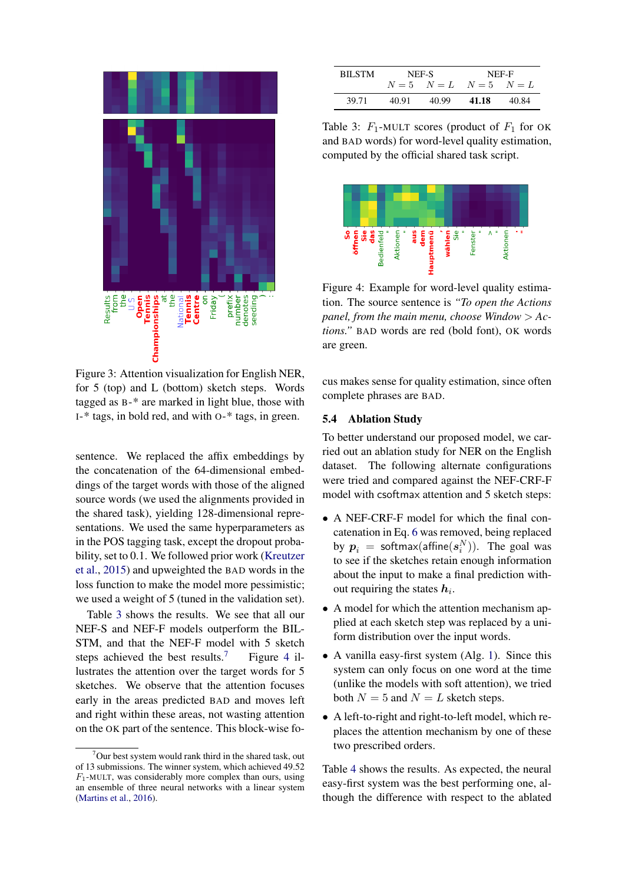Figure 3: Attention visualization for English NER, for 5 (top) and L (bottom) sketch steps. Words tagged as B-* are marked in light blue, those with I-* tags, in bold red, and with O-* tags, in green.

sentence. We replaced the affix embeddings by the concatenation of the 64-dimensional embeddings of the target words with those of the aligned source words (we used the alignments provided in the shared task), yielding 128-dimensional representations. We used the same hyperparameters as in the POS tagging task, except the dropout probability, set to 0.1. We followed prior work (Kreutzer et al., 2015) and upweighted the BAD words in the loss function to make the model more pessimistic; we used a weight of 5 (tuned in the validation set).

Table 3 shows the results. We see that all our NEF-S and NEF-F models outperform the BILSTM, and that the NEF-F model with 5 sketch steps achieved the best results.[7] Figure 4 illustrates the attention over the target words for 5 sketches. We observe that the attention focuses early in the areas predicted BAD and moves left and right within these areas, not wasting attention on the OK part of the sentence. This block-wise focus makes sense for quality estimation, since often complete phrases are BAD.

| BILSTM | NEF-S | | NEF-F | |
|---|---|---|---|---|
| | $N=5$ | $N=L$ | $N=5$ | $N=L$ |
| 39.71 | 40.91 | 40.99 | **41.18** | 40.84 |

Table 3: $F_1$-MULT scores (product of $F_1$ for OK and BAD words) for word-level quality estimation, computed by the official shared task script.

Figure 4: Example for word-level quality estimation. The source sentence is *"To open the Actions panel, from the main menu, choose Window > Actions."* BAD words are red (bold font), OK words are green.

## 5.4 Ablation Study

To better understand our proposed model, we carried out an ablation study for NER on the English dataset. The following alternate configurations were tried and compared against the NEF-CRF-F model with csoftmax attention and 5 sketch steps:

- A NEF-CRF-F model for which the final concatenation in Eq. 6 was removed, being replaced by $\boldsymbol{p}_i = \mathsf{softmax}(\mathsf{affine}(\boldsymbol{s}_i^N))$. The goal was to see if the sketches retain enough information about the input to make a final prediction without requiring the states $\boldsymbol{h}_i$.
- A model for which the attention mechanism applied at each sketch step was replaced by a uniform distribution over the input words.
- A vanilla easy-first system (Alg. 1). Since this system can only focus on one word at the time (unlike the models with soft attention), we tried both $N=5$ and $N=L$ sketch steps.
- A left-to-right and right-to-left model, which replaces the attention mechanism by one of these two prescribed orders.

Table 4 shows the results. As expected, the neural easy-first system was the best performing one, although the difference with respect to the ablated

[7] Our best system would rank third in the shared task, out of 13 submissions. The winner system, which achieved 49.52 $F_1$-MULT, was considerably more complex than ours, using an ensemble of three neural networks with a linear system (Martins et al., 2016).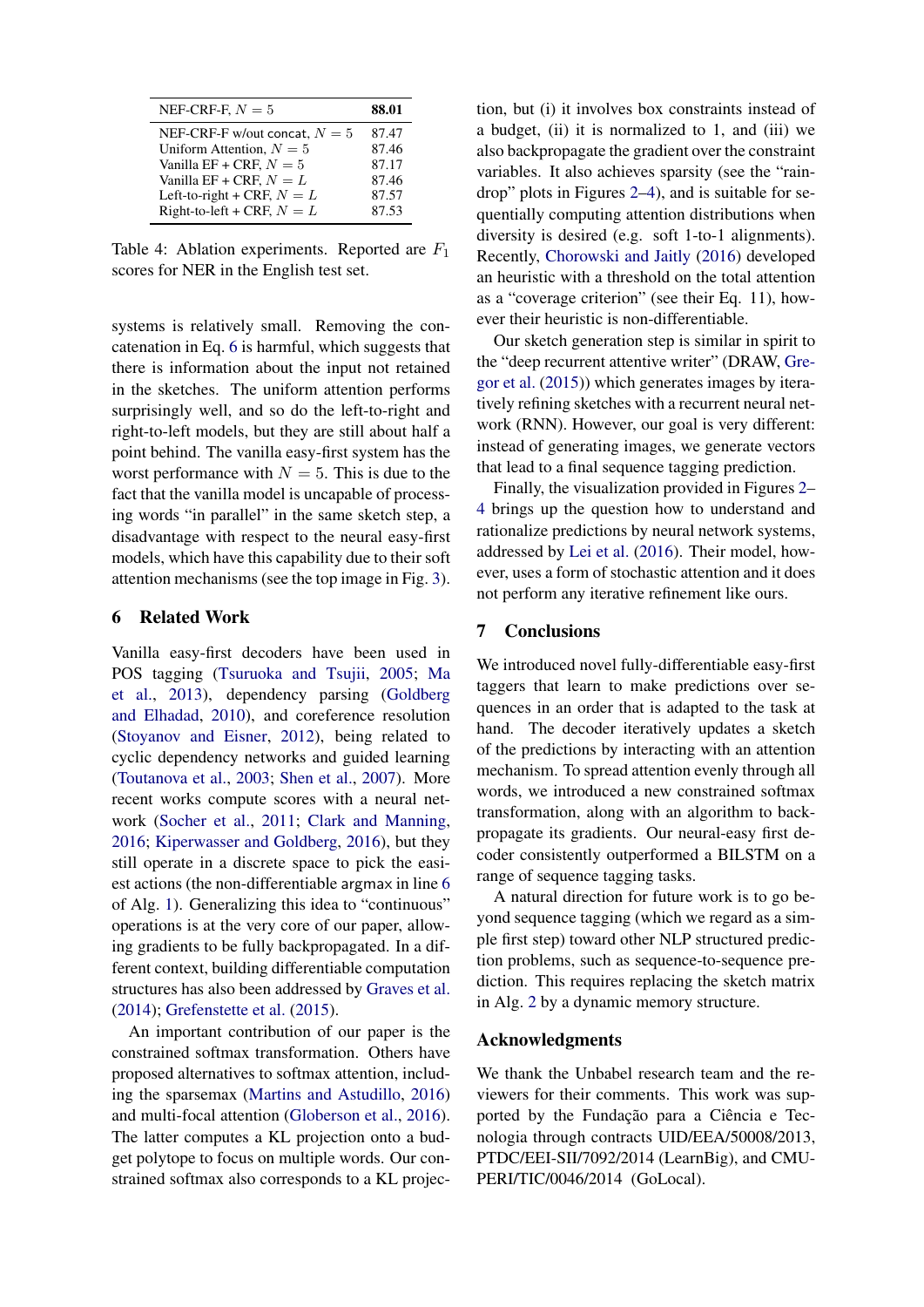| | |
|---|---|
| NEF-CRF-F, $N = 5$ | **88.01** |
| NEF-CRF-F w/out concat, $N = 5$ | 87.47 |
| Uniform Attention, $N = 5$ | 87.46 |
| Vanilla EF + CRF, $N = 5$ | 87.17 |
| Vanilla EF + CRF, $N = L$ | 87.46 |
| Left-to-right + CRF, $N = L$ | 87.57 |
| Right-to-left + CRF, $N = L$ | 87.53 |

Table 4: Ablation experiments. Reported are $F_1$ scores for NER in the English test set.

systems is relatively small. Removing the concatenation in Eq. 6 is harmful, which suggests that there is information about the input not retained in the sketches. The uniform attention performs surprisingly well, and so do the left-to-right and right-to-left models, but they are still about half a point behind. The vanilla easy-first system has the worst performance with $N = 5$. This is due to the fact that the vanilla model is uncapable of processing words "in parallel" in the same sketch step, a disadvantage with respect to the neural easy-first models, which have this capability due to their soft attention mechanisms (see the top image in Fig. 3).

## 6 Related Work

Vanilla easy-first decoders have been used in POS tagging (Tsuruoka and Tsujii, 2005; Ma et al., 2013), dependency parsing (Goldberg and Elhadad, 2010), and coreference resolution (Stoyanov and Eisner, 2012), being related to cyclic dependency networks and guided learning (Toutanova et al., 2003; Shen et al., 2007). More recent works compute scores with a neural network (Socher et al., 2011; Clark and Manning, 2016; Kiperwasser and Goldberg, 2016), but they still operate in a discrete space to pick the easiest actions (the non-differentiable argmax in line 6 of Alg. 1). Generalizing this idea to "continuous" operations is at the very core of our paper, allowing gradients to be fully backpropagated. In a different context, building differentiable computation structures has also been addressed by Graves et al. (2014); Grefenstette et al. (2015).

An important contribution of our paper is the constrained softmax transformation. Others have proposed alternatives to softmax attention, including the sparsemax (Martins and Astudillo, 2016) and multi-focal attention (Globerson et al., 2016). The latter computes a KL projection onto a budget polytope to focus on multiple words. Our constrained softmax also corresponds to a KL projection, but (i) it involves box constraints instead of a budget, (ii) it is normalized to 1, and (iii) we also backpropagate the gradient over the constraint variables. It also achieves sparsity (see the "raindrop" plots in Figures 2–4), and is suitable for sequentially computing attention distributions when diversity is desired (e.g. soft 1-to-1 alignments). Recently, Chorowski and Jaitly (2016) developed an heuristic with a threshold on the total attention as a "coverage criterion" (see their Eq. 11), however their heuristic is non-differentiable.

Our sketch generation step is similar in spirit to the "deep recurrent attentive writer" (DRAW, Gregor et al. (2015)) which generates images by iteratively refining sketches with a recurrent neural network (RNN). However, our goal is very different: instead of generating images, we generate vectors that lead to a final sequence tagging prediction.

Finally, the visualization provided in Figures 2–4 brings up the question how to understand and rationalize predictions by neural network systems, addressed by Lei et al. (2016). Their model, however, uses a form of stochastic attention and it does not perform any iterative refinement like ours.

## 7 Conclusions

We introduced novel fully-differentiable easy-first taggers that learn to make predictions over sequences in an order that is adapted to the task at hand. The decoder iteratively updates a sketch of the predictions by interacting with an attention mechanism. To spread attention evenly through all words, we introduced a new constrained softmax transformation, along with an algorithm to backpropagate its gradients. Our neural-easy first decoder consistently outperformed a BILSTM on a range of sequence tagging tasks.

A natural direction for future work is to go beyond sequence tagging (which we regard as a simple first step) toward other NLP structured prediction problems, such as sequence-to-sequence prediction. This requires replacing the sketch matrix in Alg. 2 by a dynamic memory structure.

## Acknowledgments

We thank the Unbabel research team and the reviewers for their comments. This work was supported by the Fundação para a Ciência e Tecnologia through contracts UID/EEA/50008/2013, PTDC/EEI-SII/7092/2014 (LearnBig), and CMU-PERI/TIC/0046/2014 (GoLocal).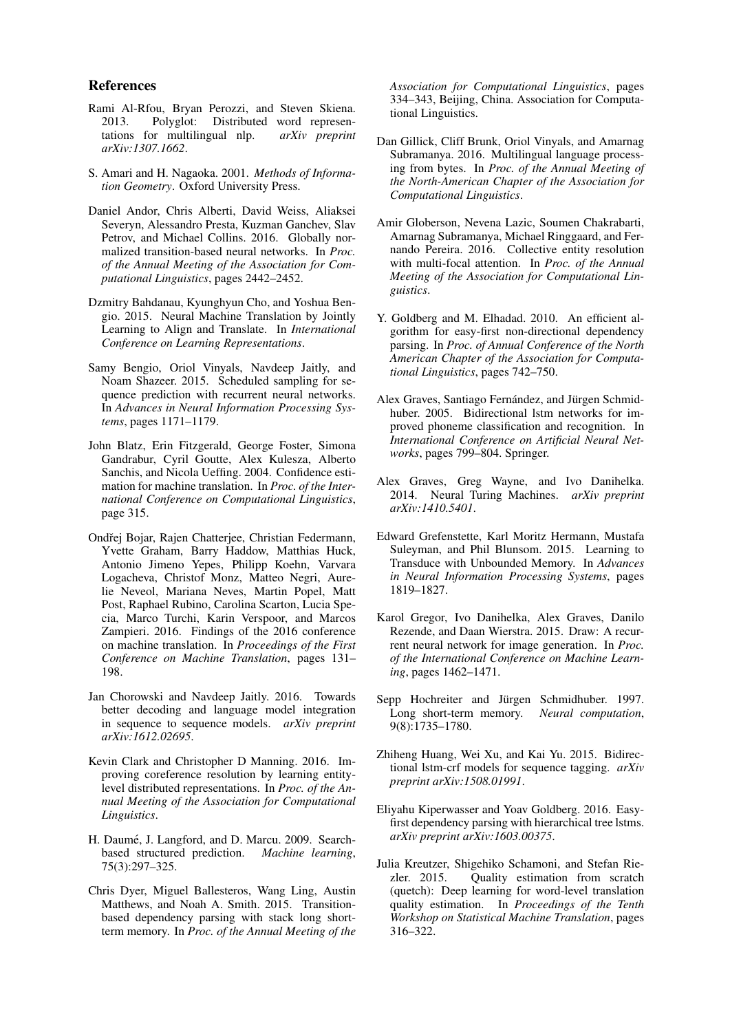## References

Rami Al-Rfou, Bryan Perozzi, and Steven Skiena. 2013. Polyglot: Distributed word representations for multilingual nlp. *arXiv preprint arXiv:1307.1662*.

S. Amari and H. Nagaoka. 2001. *Methods of Information Geometry*. Oxford University Press.

Daniel Andor, Chris Alberti, David Weiss, Aliaksei Severyn, Alessandro Presta, Kuzman Ganchev, Slav Petrov, and Michael Collins. 2016. Globally normalized transition-based neural networks. In *Proc. of the Annual Meeting of the Association for Computational Linguistics*, pages 2442–2452.

Dzmitry Bahdanau, Kyunghyun Cho, and Yoshua Bengio. 2015. Neural Machine Translation by Jointly Learning to Align and Translate. In *International Conference on Learning Representations*.

Samy Bengio, Oriol Vinyals, Navdeep Jaitly, and Noam Shazeer. 2015. Scheduled sampling for sequence prediction with recurrent neural networks. In *Advances in Neural Information Processing Systems*, pages 1171–1179.

John Blatz, Erin Fitzgerald, George Foster, Simona Gandrabur, Cyril Goutte, Alex Kulesza, Alberto Sanchis, and Nicola Ueffing. 2004. Confidence estimation for machine translation. In *Proc. of the International Conference on Computational Linguistics*, page 315.

Ondřej Bojar, Rajen Chatterjee, Christian Federmann, Yvette Graham, Barry Haddow, Matthias Huck, Antonio Jimeno Yepes, Philipp Koehn, Varvara Logacheva, Christof Monz, Matteo Negri, Aurelie Neveol, Mariana Neves, Martin Popel, Matt Post, Raphael Rubino, Carolina Scarton, Lucia Specia, Marco Turchi, Karin Verspoor, and Marcos Zampieri. 2016. Findings of the 2016 conference on machine translation. In *Proceedings of the First Conference on Machine Translation*, pages 131–198.

Jan Chorowski and Navdeep Jaitly. 2016. Towards better decoding and language model integration in sequence to sequence models. *arXiv preprint arXiv:1612.02695*.

Kevin Clark and Christopher D Manning. 2016. Improving coreference resolution by learning entity-level distributed representations. In *Proc. of the Annual Meeting of the Association for Computational Linguistics*.

H. Daumé, J. Langford, and D. Marcu. 2009. Search-based structured prediction. *Machine learning*, 75(3):297–325.

Chris Dyer, Miguel Ballesteros, Wang Ling, Austin Matthews, and Noah A. Smith. 2015. Transition-based dependency parsing with stack long short-term memory. In *Proc. of the Annual Meeting of the Association for Computational Linguistics*, pages 334–343, Beijing, China. Association for Computational Linguistics.

Dan Gillick, Cliff Brunk, Oriol Vinyals, and Amarnag Subramanya. 2016. Multilingual language processing from bytes. In *Proc. of the Annual Meeting of the North-American Chapter of the Association for Computational Linguistics*.

Amir Globerson, Nevena Lazic, Soumen Chakrabarti, Amarnag Subramanya, Michael Ringgaard, and Fernando Pereira. 2016. Collective entity resolution with multi-focal attention. In *Proc. of the Annual Meeting of the Association for Computational Linguistics*.

Y. Goldberg and M. Elhadad. 2010. An efficient algorithm for easy-first non-directional dependency parsing. In *Proc. of Annual Conference of the North American Chapter of the Association for Computational Linguistics*, pages 742–750.

Alex Graves, Santiago Fernández, and Jürgen Schmidhuber. 2005. Bidirectional lstm networks for improved phoneme classification and recognition. In *International Conference on Artificial Neural Networks*, pages 799–804. Springer.

Alex Graves, Greg Wayne, and Ivo Danihelka. 2014. Neural Turing Machines. *arXiv preprint arXiv:1410.5401*.

Edward Grefenstette, Karl Moritz Hermann, Mustafa Suleyman, and Phil Blunsom. 2015. Learning to Transduce with Unbounded Memory. In *Advances in Neural Information Processing Systems*, pages 1819–1827.

Karol Gregor, Ivo Danihelka, Alex Graves, Danilo Rezende, and Daan Wierstra. 2015. Draw: A recurrent neural network for image generation. In *Proc. of the International Conference on Machine Learning*, pages 1462–1471.

Sepp Hochreiter and Jürgen Schmidhuber. 1997. Long short-term memory. *Neural computation*, 9(8):1735–1780.

Zhiheng Huang, Wei Xu, and Kai Yu. 2015. Bidirectional lstm-crf models for sequence tagging. *arXiv preprint arXiv:1508.01991*.

Eliyahu Kiperwasser and Yoav Goldberg. 2016. Easy-first dependency parsing with hierarchical tree lstms. *arXiv preprint arXiv:1603.00375*.

Julia Kreutzer, Shigehiko Schamoni, and Stefan Riezler. 2015. Quality estimation from scratch (quetch): Deep learning for word-level translation quality estimation. In *Proceedings of the Tenth Workshop on Statistical Machine Translation*, pages 316–322.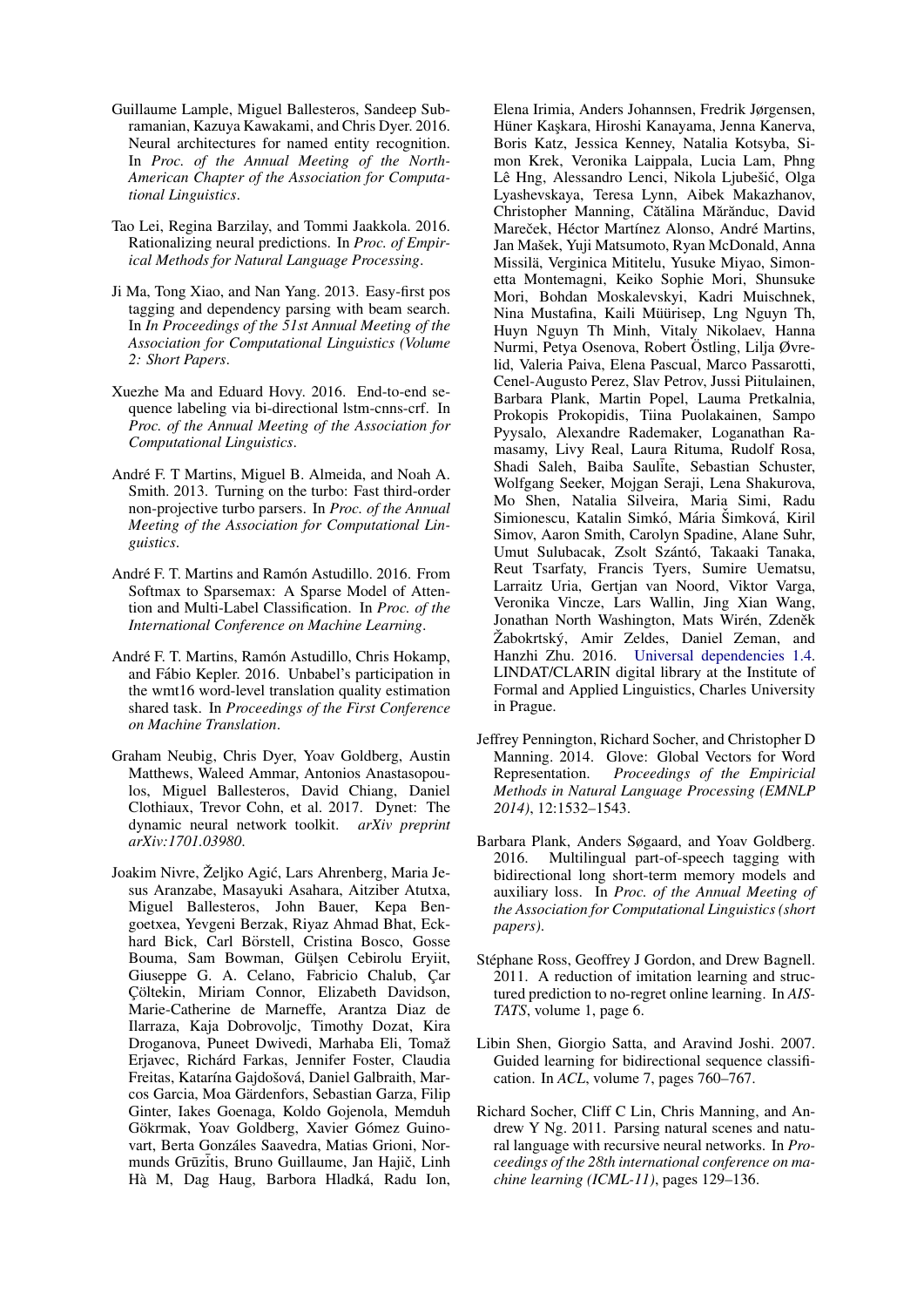Guillaume Lample, Miguel Ballesteros, Sandeep Subramanian, Kazuya Kawakami, and Chris Dyer. 2016. Neural architectures for named entity recognition. In *Proc. of the Annual Meeting of the North-American Chapter of the Association for Computational Linguistics*.

Tao Lei, Regina Barzilay, and Tommi Jaakkola. 2016. Rationalizing neural predictions. In *Proc. of Empirical Methods for Natural Language Processing*.

Ji Ma, Tong Xiao, and Nan Yang. 2013. Easy-first pos tagging and dependency parsing with beam search. In *In Proceedings of the 51st Annual Meeting of the Association for Computational Linguistics (Volume 2: Short Papers*.

Xuezhe Ma and Eduard Hovy. 2016. End-to-end sequence labeling via bi-directional lstm-cnns-crf. In *Proc. of the Annual Meeting of the Association for Computational Linguistics*.

André F. T Martins, Miguel B. Almeida, and Noah A. Smith. 2013. Turning on the turbo: Fast third-order non-projective turbo parsers. In *Proc. of the Annual Meeting of the Association for Computational Linguistics*.

André F. T. Martins and Ramón Astudillo. 2016. From Softmax to Sparsemax: A Sparse Model of Attention and Multi-Label Classification. In *Proc. of the International Conference on Machine Learning*.

André F. T. Martins, Ramón Astudillo, Chris Hokamp, and Fábio Kepler. 2016. Unbabel's participation in the wmt16 word-level translation quality estimation shared task. In *Proceedings of the First Conference on Machine Translation*.

Graham Neubig, Chris Dyer, Yoav Goldberg, Austin Matthews, Waleed Ammar, Antonios Anastasopoulos, Miguel Ballesteros, David Chiang, Daniel Clothiaux, Trevor Cohn, et al. 2017. Dynet: The dynamic neural network toolkit. *arXiv preprint arXiv:1701.03980*.

Joakim Nivre, Željko Agić, Lars Ahrenberg, Maria Jesus Aranzabe, Masayuki Asahara, Aitziber Atutxa, Miguel Ballesteros, John Bauer, Kepa Bengoetxea, Yevgeni Berzak, Riyaz Ahmad Bhat, Eckhard Bick, Carl Börstell, Cristina Bosco, Gosse Bouma, Sam Bowman, Gülşen Cebirolu Eryiit, Giuseppe G. A. Celano, Fabricio Chalub, Çar Çöltekin, Miriam Connor, Elizabeth Davidson, Marie-Catherine de Marneffe, Arantza Diaz de Ilarraza, Kaja Dobrovoljc, Timothy Dozat, Kira Droganova, Puneet Dwivedi, Marhaba Eli, Tomaž Erjavec, Richárd Farkas, Jennifer Foster, Claudia Freitas, Katarína Gajdošová, Daniel Galbraith, Marcos Garcia, Moa Gärdenfors, Sebastian Garza, Filip Ginter, Iakes Goenaga, Koldo Gojenola, Memduh Gökrmak, Yoav Goldberg, Xavier Gómez Guinovart, Berta Gonzáles Saavedra, Matias Grioni, Normunds Grūzītis, Bruno Guillaume, Jan Hajič, Linh Hà M, Dag Haug, Barbora Hladká, Radu Ion, Elena Irimia, Anders Johannsen, Fredrik Jørgensen, Hüner Kaşkara, Hiroshi Kanayama, Jenna Kanerva, Boris Katz, Jessica Kenney, Natalia Kotsyba, Simon Krek, Veronika Laippala, Lucia Lam, Phng Lê Hng, Alessandro Lenci, Nikola Ljubešić, Olga Lyashevskaya, Teresa Lynn, Aibek Makazhanov, Christopher Manning, Cătălina Mărănduc, David Mareček, Héctor Martínez Alonso, André Martins, Jan Mašek, Yuji Matsumoto, Ryan McDonald, Anna Missilä, Verginica Mititelu, Yusuke Miyao, Simonetta Montemagni, Keiko Sophie Mori, Shunsuke Mori, Bohdan Moskalevskyi, Kadri Muischnek, Nina Mustafina, Kaili Müürisep, Lng Nguyn Th, Huyn Nguyn Th Minh, Vitaly Nikolaev, Hanna Nurmi, Petya Osenova, Robert Östling, Lilja Øvrelid, Valeria Paiva, Elena Pascual, Marco Passarotti, Cenel-Augusto Perez, Slav Petrov, Jussi Piitulainen, Barbara Plank, Martin Popel, Lauma Pretkalnia, Prokopis Prokopidis, Tiina Puolakainen, Sampo Pyysalo, Alexandre Rademaker, Loganathan Ramasamy, Livy Real, Laura Rituma, Rudolf Rosa, Shadi Saleh, Baiba Saulīte, Sebastian Schuster, Wolfgang Seeker, Mojgan Seraji, Lena Shakurova, Mo Shen, Natalia Silveira, Maria Simi, Radu Simionescu, Katalin Simkó, Mária Šimková, Kiril Simov, Aaron Smith, Carolyn Spadine, Alane Suhr, Umut Sulubacak, Zsolt Szántó, Takaaki Tanaka, Reut Tsarfaty, Francis Tyers, Sumire Uematsu, Larraitz Uria, Gertjan van Noord, Viktor Varga, Veronika Vincze, Lars Wallin, Jing Xian Wang, Jonathan North Washington, Mats Wirén, Zdeněk Žabokrtský, Amir Zeldes, Daniel Zeman, and Hanzhi Zhu. 2016. Universal dependencies 1.4. LINDAT/CLARIN digital library at the Institute of Formal and Applied Linguistics, Charles University in Prague.

Jeffrey Pennington, Richard Socher, and Christopher D Manning. 2014. Glove: Global Vectors for Word Representation. *Proceedings of the Empiricial Methods in Natural Language Processing (EMNLP 2014)*, 12:1532–1543.

Barbara Plank, Anders Søgaard, and Yoav Goldberg. 2016. Multilingual part-of-speech tagging with bidirectional long short-term memory models and auxiliary loss. In *Proc. of the Annual Meeting of the Association for Computational Linguistics (short papers)*.

Stéphane Ross, Geoffrey J Gordon, and Drew Bagnell. 2011. A reduction of imitation learning and structured prediction to no-regret online learning. In *AISTATS*, volume 1, page 6.

Libin Shen, Giorgio Satta, and Aravind Joshi. 2007. Guided learning for bidirectional sequence classification. In *ACL*, volume 7, pages 760–767.

Richard Socher, Cliff C Lin, Chris Manning, and Andrew Y Ng. 2011. Parsing natural scenes and natural language with recursive neural networks. In *Proceedings of the 28th international conference on machine learning (ICML-11)*, pages 129–136.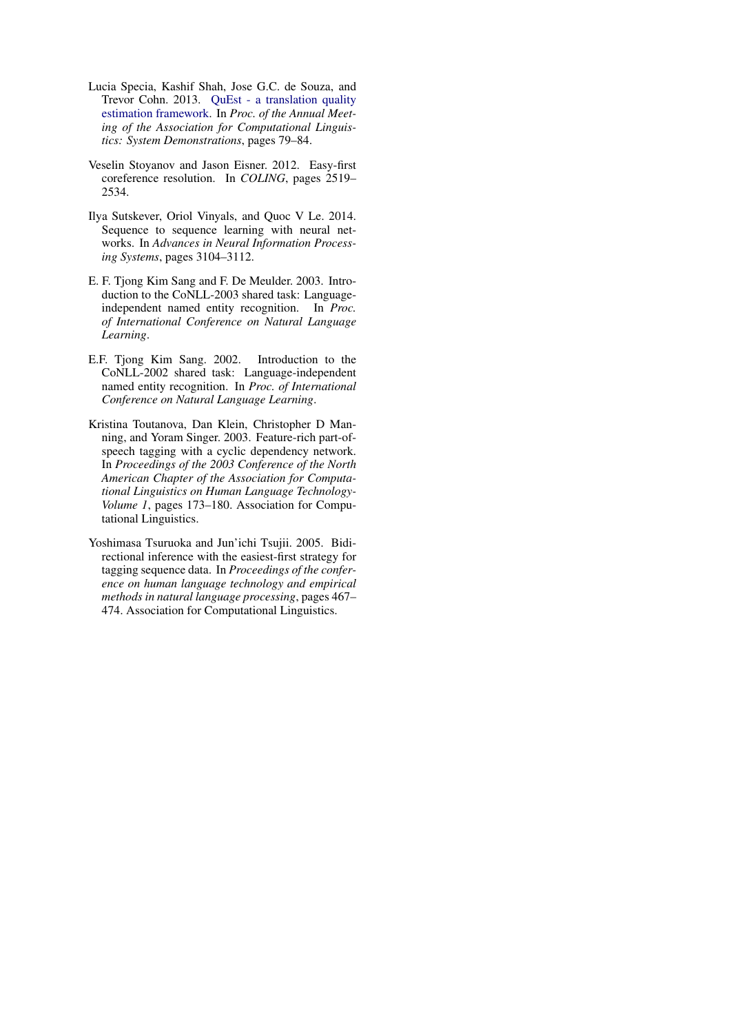Lucia Specia, Kashif Shah, Jose G.C. de Souza, and Trevor Cohn. 2013. QuEst - a translation quality estimation framework. In *Proc. of the Annual Meeting of the Association for Computational Linguistics: System Demonstrations*, pages 79–84.

Veselin Stoyanov and Jason Eisner. 2012. Easy-first coreference resolution. In *COLING*, pages 2519–2534.

Ilya Sutskever, Oriol Vinyals, and Quoc V Le. 2014. Sequence to sequence learning with neural networks. In *Advances in Neural Information Processing Systems*, pages 3104–3112.

E. F. Tjong Kim Sang and F. De Meulder. 2003. Introduction to the CoNLL-2003 shared task: Language-independent named entity recognition. In *Proc. of International Conference on Natural Language Learning*.

E.F. Tjong Kim Sang. 2002. Introduction to the CoNLL-2002 shared task: Language-independent named entity recognition. In *Proc. of International Conference on Natural Language Learning*.

Kristina Toutanova, Dan Klein, Christopher D Manning, and Yoram Singer. 2003. Feature-rich part-of-speech tagging with a cyclic dependency network. In *Proceedings of the 2003 Conference of the North American Chapter of the Association for Computational Linguistics on Human Language Technology-Volume 1*, pages 173–180. Association for Computational Linguistics.

Yoshimasa Tsuruoka and Jun'ichi Tsujii. 2005. Bidirectional inference with the easiest-first strategy for tagging sequence data. In *Proceedings of the conference on human language technology and empirical methods in natural language processing*, pages 467–474. Association for Computational Linguistics.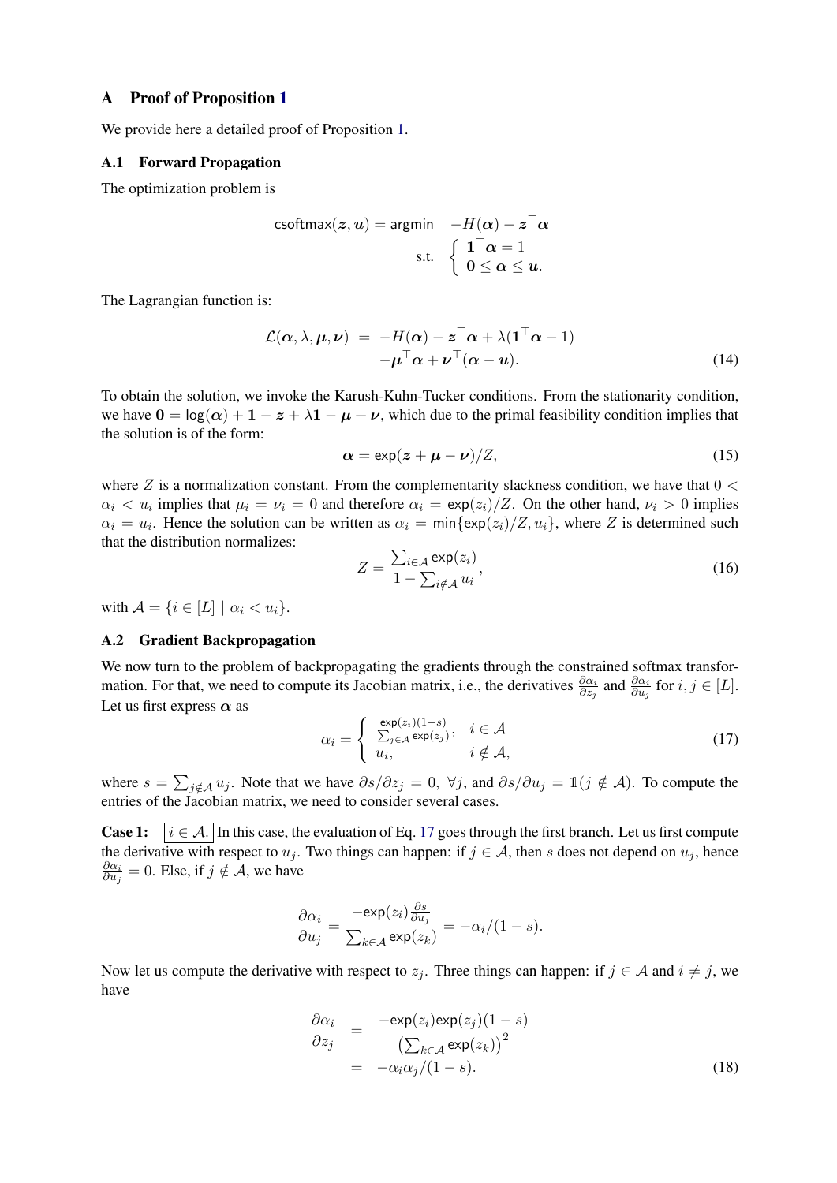## A Proof of Proposition 1

We provide here a detailed proof of Proposition 1.

### A.1 Forward Propagation

The optimization problem is

$$\mathsf{csoftmax}(\boldsymbol{z}, \boldsymbol{u}) = \mathsf{argmin} \quad -H(\boldsymbol{\alpha}) - \boldsymbol{z}^\top \boldsymbol{\alpha}$$
$$\text{s.t.} \quad \begin{cases} \mathbf{1}^\top \boldsymbol{\alpha} = 1 \\ \mathbf{0} \leq \boldsymbol{\alpha} \leq \boldsymbol{u}. \end{cases}$$

The Lagrangian function is:

$$\begin{aligned} \mathcal{L}(\boldsymbol{\alpha}, \lambda, \boldsymbol{\mu}, \boldsymbol{\nu}) \;=\; & -H(\boldsymbol{\alpha}) - \boldsymbol{z}^\top \boldsymbol{\alpha} + \lambda(\mathbf{1}^\top \boldsymbol{\alpha} - 1) \\ & -\boldsymbol{\mu}^\top \boldsymbol{\alpha} + \boldsymbol{\nu}^\top (\boldsymbol{\alpha} - \boldsymbol{u}). \end{aligned} \tag{14}$$

To obtain the solution, we invoke the Karush-Kuhn-Tucker conditions. From the stationarity condition, we have $\mathbf{0} = \log(\boldsymbol{\alpha}) + \mathbf{1} - \boldsymbol{z} + \lambda \mathbf{1} - \boldsymbol{\mu} + \boldsymbol{\nu}$, which due to the primal feasibility condition implies that the solution is of the form:

$$\boldsymbol{\alpha} = \exp(\boldsymbol{z} + \boldsymbol{\mu} - \boldsymbol{\nu})/Z, \tag{15}$$

where $Z$ is a normalization constant. From the complementarity slackness condition, we have that $0 < \alpha_i < u_i$ implies that $\mu_i = \nu_i = 0$ and therefore $\alpha_i = \exp(z_i)/Z$. On the other hand, $\nu_i > 0$ implies $\alpha_i = u_i$. Hence the solution can be written as $\alpha_i = \min\{\exp(z_i)/Z, u_i\}$, where $Z$ is determined such that the distribution normalizes:

$$Z = \frac{\sum_{i \in \mathcal{A}} \exp(z_i)}{1 - \sum_{i \notin \mathcal{A}} u_i}, \tag{16}$$

with $\mathcal{A} = \{i \in [L] \mid \alpha_i < u_i\}$.

### A.2 Gradient Backpropagation

We now turn to the problem of backpropagating the gradients through the constrained softmax transformation. For that, we need to compute its Jacobian matrix, i.e., the derivatives $\frac{\partial \alpha_i}{\partial z_j}$ and $\frac{\partial \alpha_i}{\partial u_j}$ for $i, j \in [L]$. Let us first express $\boldsymbol{\alpha}$ as

$$\alpha_i = \begin{cases} \frac{\exp(z_i)(1-s)}{\sum_{j \in \mathcal{A}} \exp(z_j)}, & i \in \mathcal{A} \\ u_i, & i \notin \mathcal{A}, \end{cases} \tag{17}$$

where $s = \sum_{j \notin \mathcal{A}} u_j$. Note that we have $\partial s / \partial z_j = 0, \ \forall j$, and $\partial s / \partial u_j = \mathbb{1}(j \notin \mathcal{A})$. To compute the entries of the Jacobian matrix, we need to consider several cases.

**Case 1:** $\boxed{i \in \mathcal{A}.}$ In this case, the evaluation of Eq. 17 goes through the first branch. Let us first compute the derivative with respect to $u_j$. Two things can happen: if $j \in \mathcal{A}$, then $s$ does not depend on $u_j$, hence $\frac{\partial \alpha_i}{\partial u_j} = 0$. Else, if $j \notin \mathcal{A}$, we have

$$\frac{\partial \alpha_i}{\partial u_j} = \frac{-\exp(z_i) \frac{\partial s}{\partial u_j}}{\sum_{k \in \mathcal{A}} \exp(z_k)} = -\alpha_i / (1 - s).$$

Now let us compute the derivative with respect to $z_j$. Three things can happen: if $j \in \mathcal{A}$ and $i \neq j$, we have

$$\begin{aligned} \frac{\partial \alpha_i}{\partial z_j} &= \frac{-\exp(z_i)\exp(z_j)(1-s)}{\left(\sum_{k \in \mathcal{A}} \exp(z_k)\right)^2} \\ &= -\alpha_i \alpha_j / (1 - s). \end{aligned} \tag{18}$$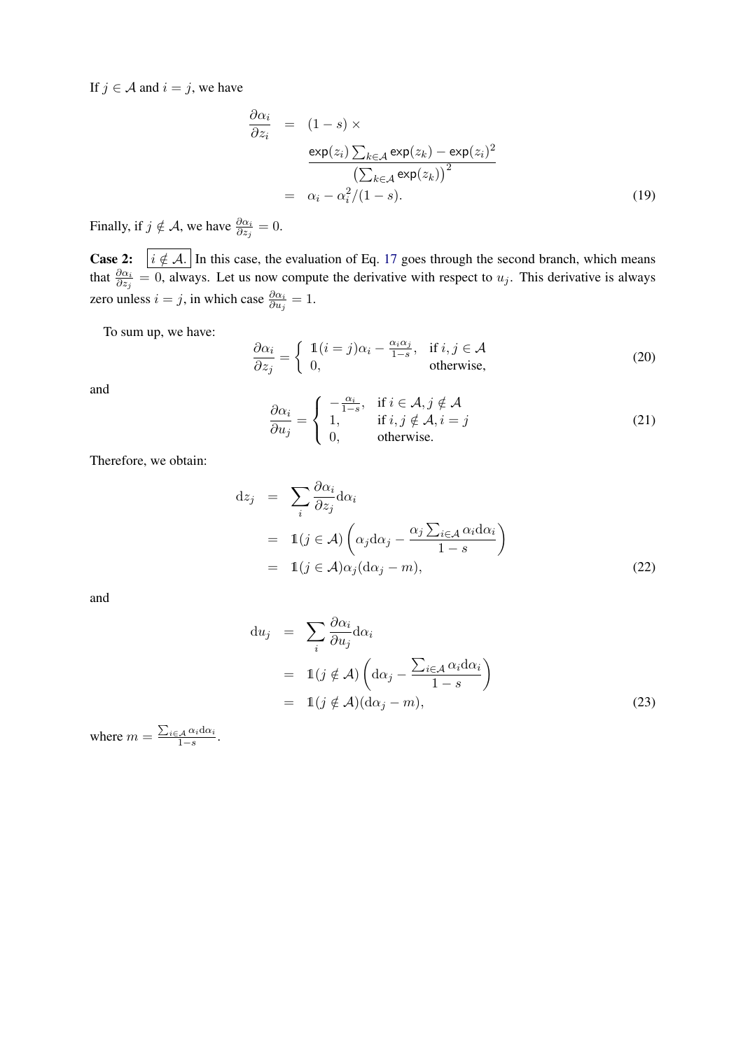If $j \in \mathcal{A}$ and $i = j$, we have

$$
\begin{aligned}
\frac{\partial \alpha_i}{\partial z_i} &= (1-s) \times \\
& \quad \frac{\mathsf{exp}(z_i) \sum_{k \in \mathcal{A}} \mathsf{exp}(z_k) - \mathsf{exp}(z_i)^2}{\left(\sum_{k \in \mathcal{A}} \mathsf{exp}(z_k)\right)^2} \\
&= \alpha_i - \alpha_i^2/(1-s). \qquad (19)
\end{aligned}
$$

Finally, if $j \notin \mathcal{A}$, we have $\frac{\partial \alpha_i}{\partial z_j} = 0$.

**Case 2:** $\boxed{i \notin \mathcal{A}.}$ In this case, the evaluation of Eq. 17 goes through the second branch, which means that $\frac{\partial \alpha_i}{\partial z_j} = 0$, always. Let us now compute the derivative with respect to $u_j$. This derivative is always zero unless $i = j$, in which case $\frac{\partial \alpha_i}{\partial u_j} = 1$.

To sum up, we have:

$$
\frac{\partial \alpha_i}{\partial z_j} = \begin{cases} \mathbb{1}(i = j)\alpha_i - \frac{\alpha_i \alpha_j}{1-s}, & \text{if } i, j \in \mathcal{A} \\ 0, & \text{otherwise,} \end{cases} \qquad (20)
$$

and

$$
\frac{\partial \alpha_i}{\partial u_j} = \begin{cases} -\frac{\alpha_i}{1-s}, & \text{if } i \in \mathcal{A}, j \notin \mathcal{A} \\ 1, & \text{if } i, j \notin \mathcal{A}, i = j \\ 0, & \text{otherwise.} \end{cases} \qquad (21)
$$

Therefore, we obtain:

$$
\begin{aligned}
\mathrm{d}z_j &= \sum_i \frac{\partial \alpha_i}{\partial z_j} \mathrm{d}\alpha_i \\
&= \mathbb{1}(j \in \mathcal{A}) \left( \alpha_j \mathrm{d}\alpha_j - \frac{\alpha_j \sum_{i \in \mathcal{A}} \alpha_i \mathrm{d}\alpha_i}{1-s} \right) \\
&= \mathbb{1}(j \in \mathcal{A}) \alpha_j (\mathrm{d}\alpha_j - m), \qquad (22)
\end{aligned}
$$

and

$$
\begin{aligned}
\mathrm{d}u_j &= \sum_i \frac{\partial \alpha_i}{\partial u_j} \mathrm{d}\alpha_i \\
&= \mathbb{1}(j \notin \mathcal{A}) \left( \mathrm{d}\alpha_j - \frac{\sum_{i \in \mathcal{A}} \alpha_i \mathrm{d}\alpha_i}{1-s} \right) \\
&= \mathbb{1}(j \notin \mathcal{A})(\mathrm{d}\alpha_j - m), \qquad (23)
\end{aligned}
$$

where $m = \frac{\sum_{i \in \mathcal{A}} \alpha_i \mathrm{d}\alpha_i}{1-s}$.